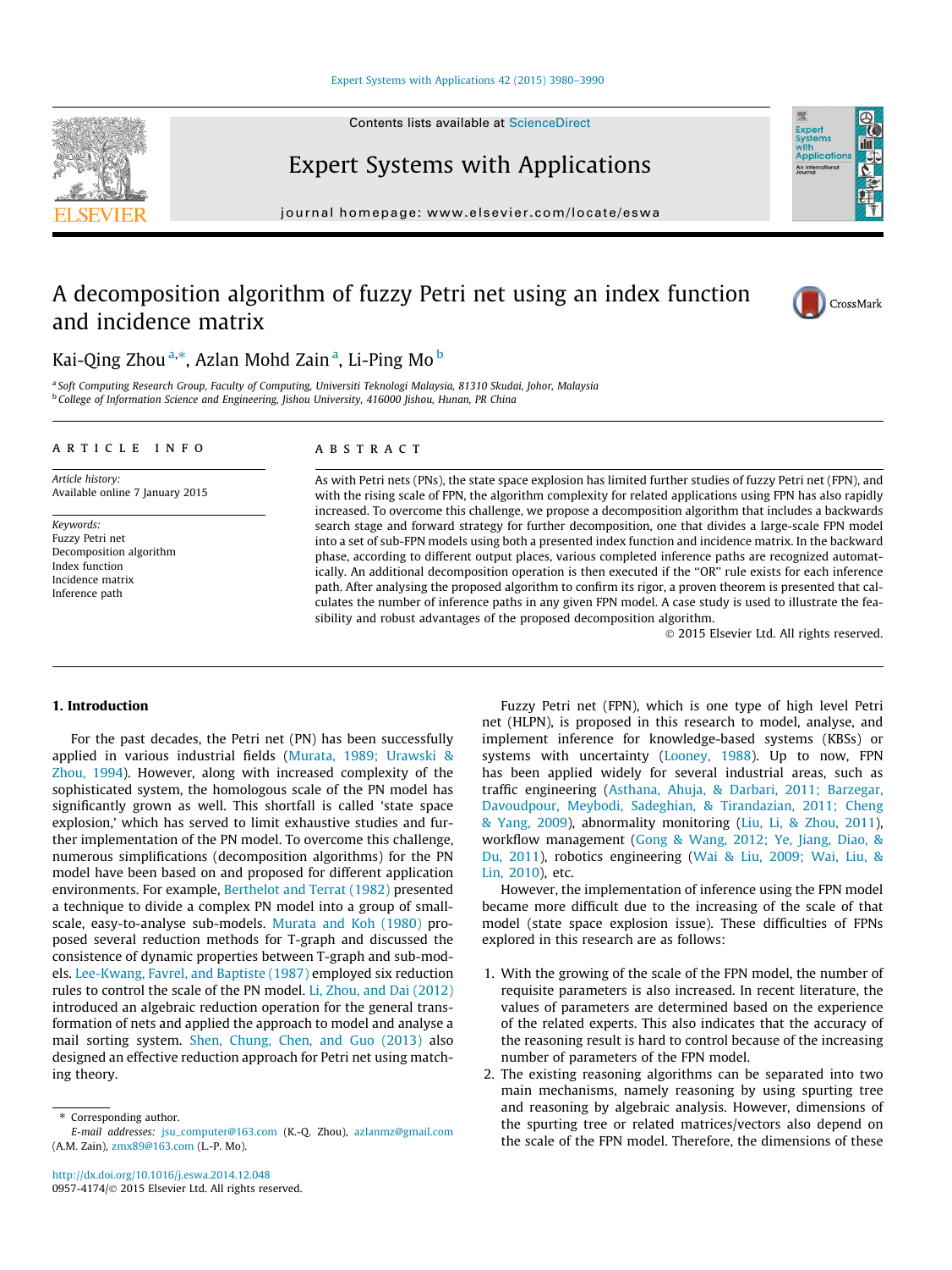# A decomposition algorithm of fuzzy Petri net using an index function and incidence matrix

Kai-Qing Zhou [a,*], Azlan Mohd Zain [a], Li-Ping Mo [b]

[a] Soft Computing Research Group, Faculty of Computing, Universiti Teknologi Malaysia, 81310 Skudai, Johor, Malaysia
[b] College of Information Science and Engineering, Jishou University, 416000 Jishou, Hunan, PR China

## ARTICLE INFO

*Article history:*
Available online 7 January 2015

*Keywords:*
Fuzzy Petri net
Decomposition algorithm
Index function
Incidence matrix
Inference path

## ABSTRACT

As with Petri nets (PNs), the state space explosion has limited further studies of fuzzy Petri net (FPN), and with the rising scale of FPN, the algorithm complexity for related applications using FPN has also rapidly increased. To overcome this challenge, we propose a decomposition algorithm that includes a backwards search stage and forward strategy for further decomposition, one that divides a large-scale FPN model into a set of sub-FPN models using both a presented index function and incidence matrix. In the backward phase, according to different output places, various completed inference paths are recognized automatically. An additional decomposition operation is then executed if the "OR" rule exists for each inference path. After analysing the proposed algorithm to confirm its rigor, a proven theorem is presented that calculates the number of inference paths in any given FPN model. A case study is used to illustrate the feasibility and robust advantages of the proposed decomposition algorithm.

© 2015 Elsevier Ltd. All rights reserved.

## 1. Introduction

For the past decades, the Petri net (PN) has been successfully applied in various industrial fields (Murata, 1989; Urawski & Zhou, 1994). However, along with increased complexity of the sophisticated system, the homologous scale of the PN model has significantly grown as well. This shortfall is called 'state space explosion,' which has served to limit exhaustive studies and further implementation of the PN model. To overcome this challenge, numerous simplifications (decomposition algorithms) for the PN model have been based on and proposed for different application environments. For example, Berthelot and Terrat (1982) presented a technique to divide a complex PN model into a group of small-scale, easy-to-analyse sub-models. Murata and Koh (1980) proposed several reduction methods for T-graph and discussed the consistence of dynamic properties between T-graph and sub-models. Lee-Kwang, Favrel, and Baptiste (1987) employed six reduction rules to control the scale of the PN model. Li, Zhou, and Dai (2012) introduced an algebraic reduction operation for the general transformation of nets and applied the approach to model and analyse a mail sorting system. Shen, Chung, Chen, and Guo (2013) also designed an effective reduction approach for Petri net using matching theory.

Fuzzy Petri net (FPN), which is one type of high level Petri net (HLPN), is proposed in this research to model, analyse, and implement inference for knowledge-based systems (KBSs) or systems with uncertainty (Looney, 1988). Up to now, FPN has been applied widely for several industrial areas, such as traffic engineering (Asthana, Ahuja, & Darbari, 2011; Barzegar, Davoudpour, Meybodi, Sadeghian, & Tirandazian, 2011; Cheng & Yang, 2009), abnormality monitoring (Liu, Li, & Zhou, 2011), workflow management (Gong & Wang, 2012; Ye, Jiang, Diao, & Du, 2011), robotics engineering (Wai & Liu, 2009; Wai, Liu, & Lin, 2010), etc.

However, the implementation of inference using the FPN model became more difficult due to the increasing of the scale of that model (state space explosion issue). These difficulties of FPNs explored in this research are as follows:

1. With the growing of the scale of the FPN model, the number of requisite parameters is also increased. In recent literature, the values of parameters are determined based on the experience of the related experts. This also indicates that the accuracy of the reasoning result is hard to control because of the increasing number of parameters of the FPN model.
2. The existing reasoning algorithms can be separated into two main mechanisms, namely reasoning by using spurting tree and reasoning by algebraic analysis. However, dimensions of the spurting tree or related matrices/vectors also depend on the scale of the FPN model. Therefore, the dimensions of these

* Corresponding author.
*E-mail addresses:* jsu_computer@163.com (K.-Q. Zhou), azlanmz@gmail.com (A.M. Zain), zmx89@163.com (L.-P. Mo).

http://dx.doi.org/10.1016/j.eswa.2014.12.048
0957-4174/© 2015 Elsevier Ltd. All rights reserved.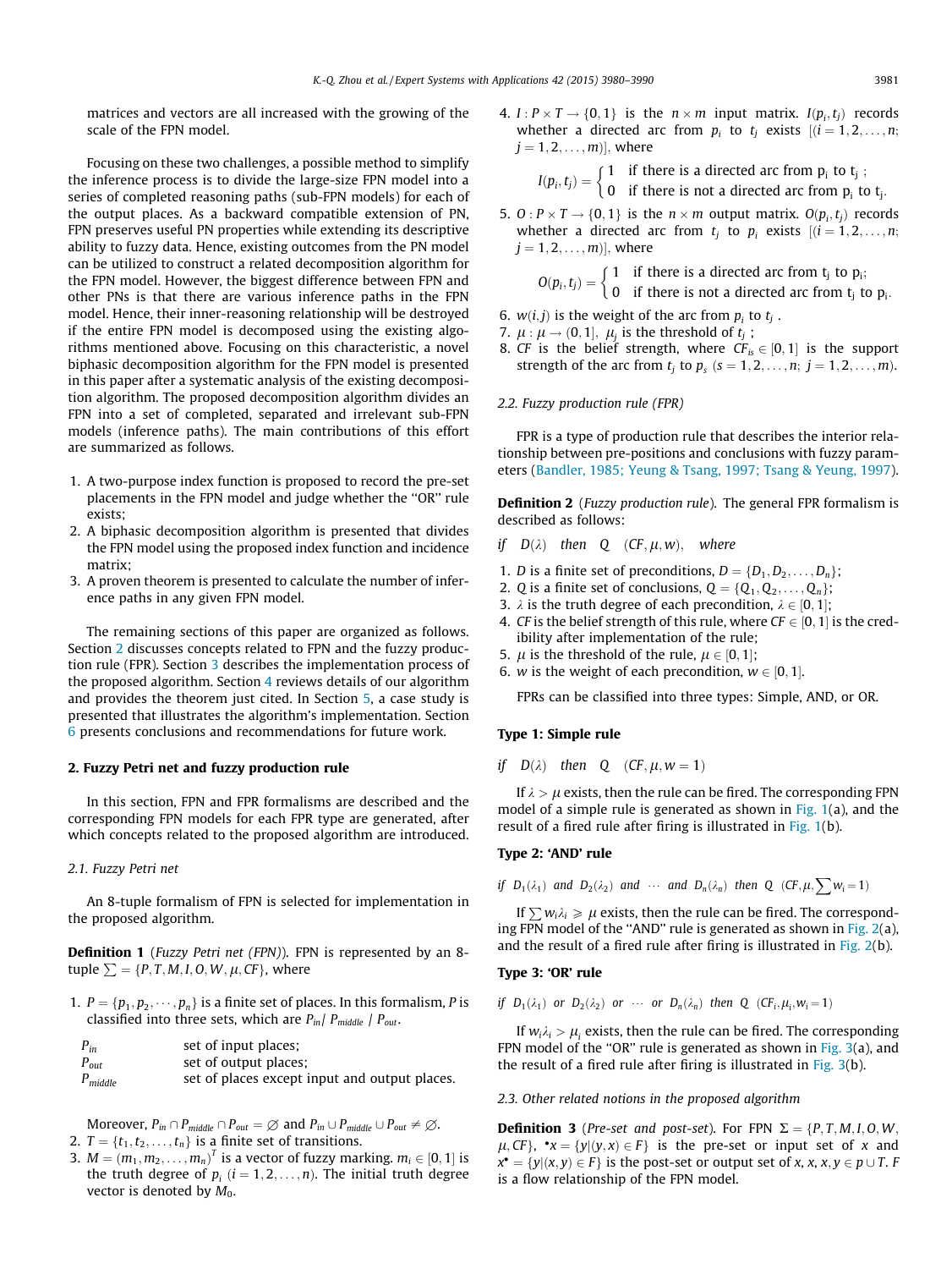matrices and vectors are all increased with the growing of the scale of the FPN model.

Focusing on these two challenges, a possible method to simplify the inference process is to divide the large-size FPN model into a series of completed reasoning paths (sub-FPN models) for each of the output places. As a backward compatible extension of PN, FPN preserves useful PN properties while extending its descriptive ability to fuzzy data. Hence, existing outcomes from the PN model can be utilized to construct a related decomposition algorithm for the FPN model. However, the biggest difference between FPN and other PNs is that there are various inference paths in the FPN model. Hence, their inner-reasoning relationship will be destroyed if the entire FPN model is decomposed using the existing algorithms mentioned above. Focusing on this characteristic, a novel biphasic decomposition algorithm for the FPN model is presented in this paper after a systematic analysis of the existing decomposition algorithm. The proposed decomposition algorithm divides an FPN into a set of completed, separated and irrelevant sub-FPN models (inference paths). The main contributions of this effort are summarized as follows.

1. A two-purpose index function is proposed to record the pre-set placements in the FPN model and judge whether the "OR" rule exists;
2. A biphasic decomposition algorithm is presented that divides the FPN model using the proposed index function and incidence matrix;
3. A proven theorem is presented to calculate the number of inference paths in any given FPN model.

The remaining sections of this paper are organized as follows. Section 2 discusses concepts related to FPN and the fuzzy production rule (FPR). Section 3 describes the implementation process of the proposed algorithm. Section 4 reviews details of our algorithm and provides the theorem just cited. In Section 5, a case study is presented that illustrates the algorithm's implementation. Section 6 presents conclusions and recommendations for future work.

## 2. Fuzzy Petri net and fuzzy production rule

In this section, FPN and FPR formalisms are described and the corresponding FPN models for each FPR type are generated, after which concepts related to the proposed algorithm are introduced.

### 2.1. Fuzzy Petri net

An 8-tuple formalism of FPN is selected for implementation in the proposed algorithm.

**Definition 1** (*Fuzzy Petri net (FPN)*). FPN is represented by an 8-tuple $\sum = \{P, T, M, I, O, W, \mu, CF\}$, where

1. $P = \{p_1, p_2, \cdots, p_n\}$ is a finite set of places. In this formalism, $P$ is classified into three sets, which are $P_{in}/\ P_{middle}\ /\ P_{out}$.

| | |
|---|---|
| $P_{in}$ | set of input places; |
| $P_{out}$ | set of output places; |
| $P_{middle}$ | set of places except input and output places. |

Moreover, $P_{in} \cap P_{middle} \cap P_{out} = \varnothing$ and $P_{in} \cup P_{middle} \cup P_{out} \neq \varnothing$.

2. $T = \{t_1, t_2, \ldots, t_n\}$ is a finite set of transitions.
3. $M = (m_1, m_2, \ldots, m_n)^T$ is a vector of fuzzy marking. $m_i \in [0, 1]$ is the truth degree of $p_i$ $(i = 1, 2, \ldots, n)$. The initial truth degree vector is denoted by $M_0$.
4. $I : P \times T \rightarrow \{0, 1\}$ is the $n \times m$ input matrix. $I(p_i, t_j)$ records whether a directed arc from $p_i$ to $t_j$ exists $[(i = 1, 2, \ldots, n;\ j = 1, 2, \ldots, m)]$, where

$$I(p_i, t_j) = \begin{cases} 1 & \text{if there is a directed arc from } p_i \text{ to } t_j\ ; \\ 0 & \text{if there is not a directed arc from } p_i \text{ to } t_j. \end{cases}$$

5. $O : P \times T \rightarrow \{0, 1\}$ is the $n \times m$ output matrix. $O(p_i, t_j)$ records whether a directed arc from $t_j$ to $p_i$ exists $[(i = 1, 2, \ldots, n;\ j = 1, 2, \ldots, m)]$, where

$$O(p_i, t_j) = \begin{cases} 1 & \text{if there is a directed arc from } t_j \text{ to } p_i; \\ 0 & \text{if there is not a directed arc from } t_j \text{ to } p_i. \end{cases}$$

6. $w(i, j)$ is the weight of the arc from $p_i$ to $t_j$ .
7. $\mu : \mu \rightarrow (0, 1]$, $\mu_j$ is the threshold of $t_j$ ;
8. $CF$ is the belief strength, where $CF_{is} \in [0, 1]$ is the support strength of the arc from $t_j$ to $p_s$ $(s = 1, 2, \ldots, n;\ j = 1, 2, \ldots, m)$.

### 2.2. Fuzzy production rule (FPR)

FPR is a type of production rule that describes the interior relationship between pre-positions and conclusions with fuzzy parameters (Bandler, 1985; Yeung & Tsang, 1997; Tsang & Yeung, 1997).

**Definition 2** (*Fuzzy production rule*). The general FPR formalism is described as follows:

*if* $\quad D(\lambda) \quad$ *then* $\quad Q \quad (CF, \mu, w), \quad$ *where*

1. $D$ is a finite set of preconditions, $D = \{D_1, D_2, \ldots, D_n\}$;
2. $Q$ is a finite set of conclusions, $Q = \{Q_1, Q_2, \ldots, Q_n\}$;
3. $\lambda$ is the truth degree of each precondition, $\lambda \in [0, 1]$;
4. $CF$ is the belief strength of this rule, where $CF \in [0, 1]$ is the credibility after implementation of the rule;
5. $\mu$ is the threshold of the rule, $\mu \in [0, 1]$;
6. $w$ is the weight of each precondition, $w \in [0, 1]$.

FPRs can be classified into three types: Simple, AND, or OR.

**Type 1: Simple rule**

*if* $\quad D(\lambda) \quad$ *then* $\quad Q \quad (CF, \mu, w = 1)$

If $\lambda > \mu$ exists, then the rule can be fired. The corresponding FPN model of a simple rule is generated as shown in Fig. 1(a), and the result of a fired rule after firing is illustrated in Fig. 1(b).

**Type 2: 'AND' rule**

*if* $\ D_1(\lambda_1)$ *and* $D_2(\lambda_2)$ *and* $\cdots$ *and* $D_n(\lambda_n)$ *then* $Q$ $(CF, \mu, \sum w_i = 1)$

If $\sum w_i \lambda_i \geqslant \mu$ exists, then the rule can be fired. The corresponding FPN model of the "AND" rule is generated as shown in Fig. 2(a), and the result of a fired rule after firing is illustrated in Fig. 2(b).

**Type 3: 'OR' rule**

*if* $\ D_1(\lambda_1)$ *or* $D_2(\lambda_2)$ *or* $\cdots$ *or* $D_n(\lambda_n)$ *then* $Q$ $(CF_i, \mu_i, w_i = 1)$

If $w_i \lambda_i > \mu_i$ exists, then the rule can be fired. The corresponding FPN model of the "OR" rule is generated as shown in Fig. 3(a), and the result of a fired rule after firing is illustrated in Fig. 3(b).

### 2.3. Other related notions in the proposed algorithm

**Definition 3** (*Pre-set and post-set*). For FPN $\Sigma = \{P, T, M, I, O, W, \mu, CF\}$, ${}^{\bullet}x = \{y | (y, x) \in F\}$ is the pre-set or input set of $x$ and $x^{\bullet} = \{y | (x, y) \in F\}$ is the post-set or output set of $x, x, x, y \in p \cup T$. $F$ is a flow relationship of the FPN model.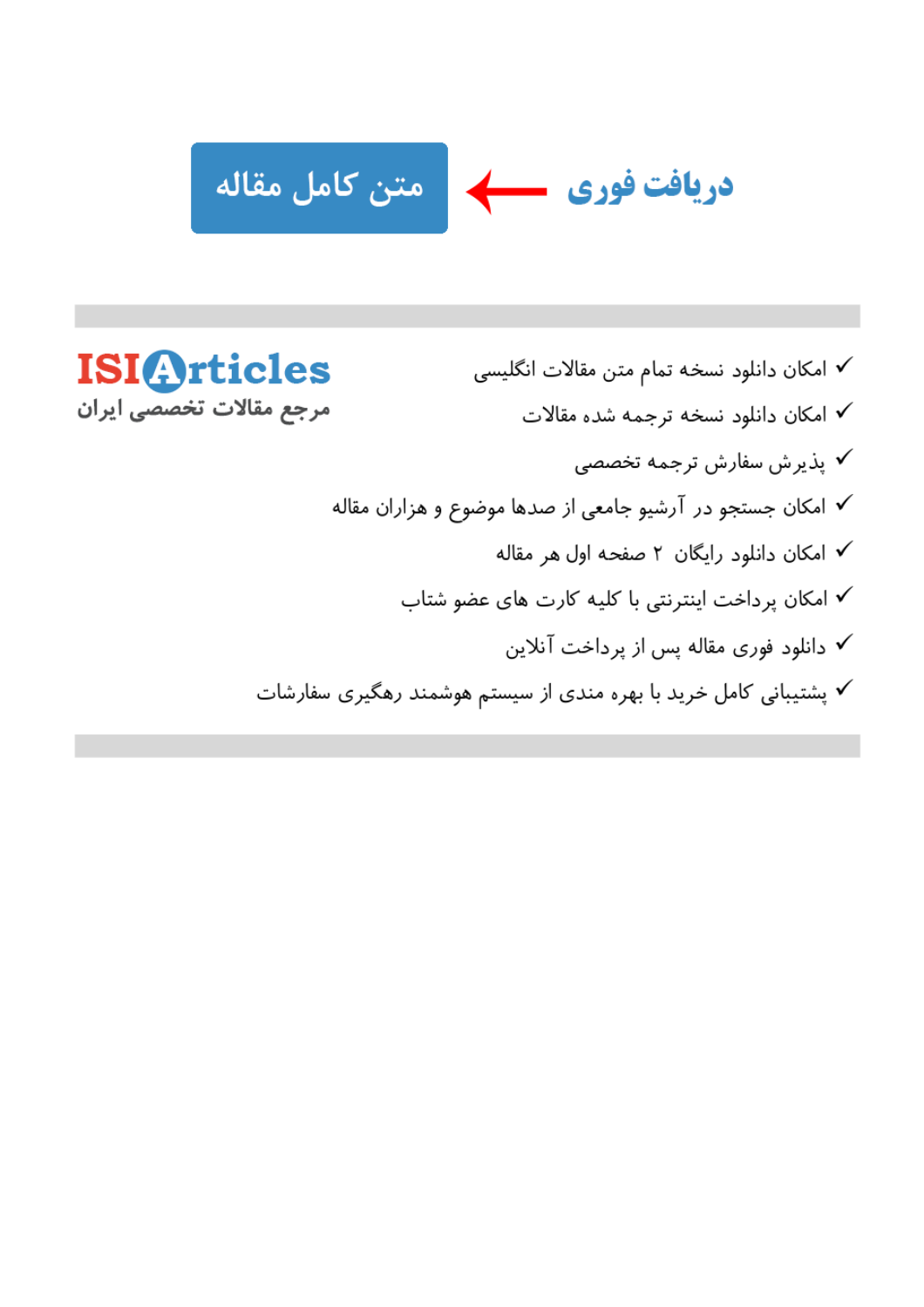دریافت فوری ← **متن کامل مقاله**

**ISIArticles**
مرجع مقالات تخصصی ایران

- ✓ امکان دانلود نسخه تمام متن مقالات انگلیسی
- ✓ امکان دانلود نسخه ترجمه شده مقالات
- ✓ پذیرش سفارش ترجمه تخصصی
- ✓ امکان جستجو در آرشیو جامعی از صدها موضوع و هزاران مقاله
- ✓ امکان دانلود رایگان ۲ صفحه اول هر مقاله
- ✓ امکان پرداخت اینترنتی با کلیه کارت های عضو شتاب
- ✓ دانلود فوری مقاله پس از پرداخت آنلاین
- ✓ پشتیبانی کامل خرید با بهره مندی از سیستم هوشمند رهگیری سفارشات